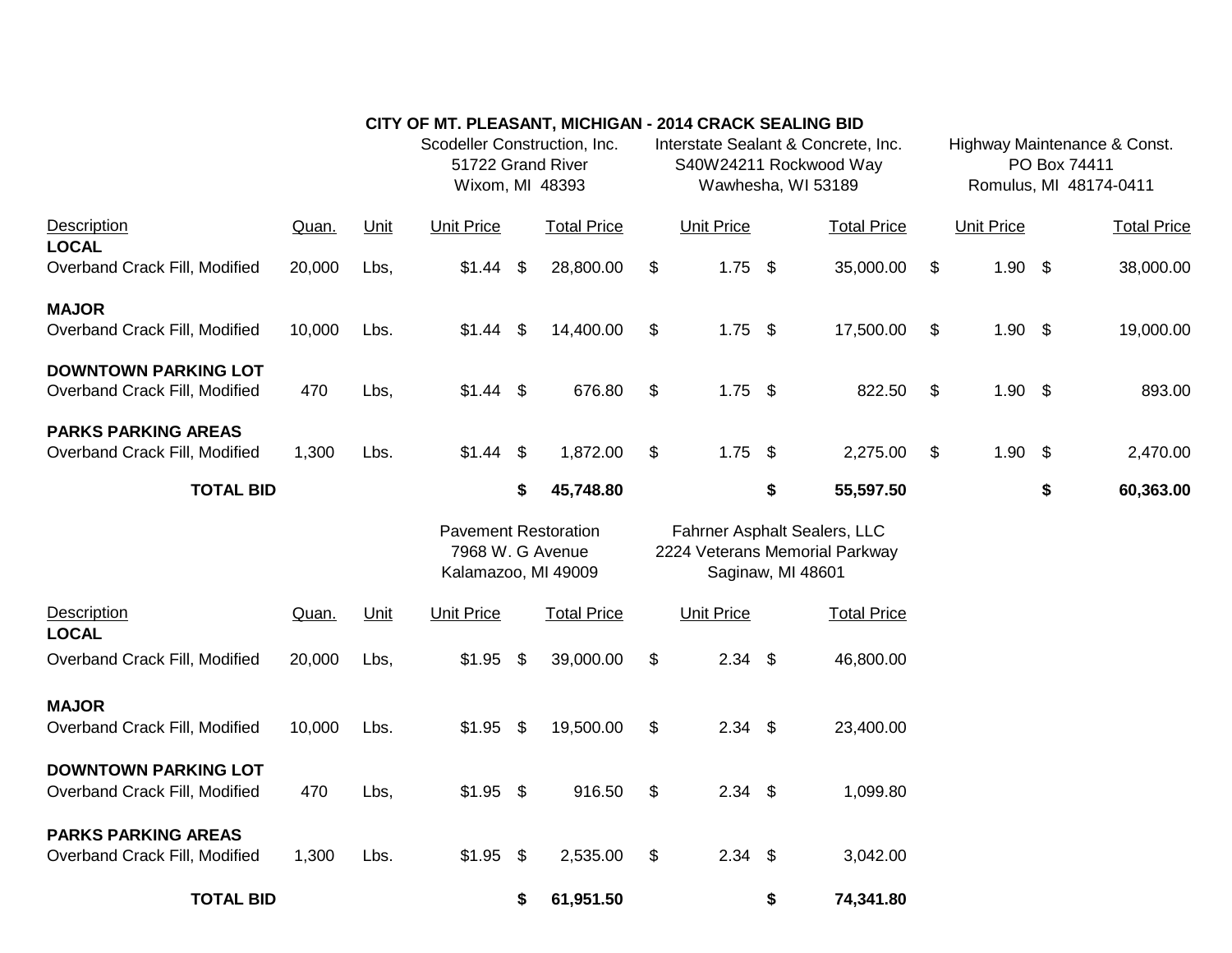# CITY OF MT. PLEASANT, MICHIGAN - 2014 CRACK SEALING BID

| Description | Quan. | Unit | Scodeller Construction, Inc. 51722 Grand River Wixom, MI 48393 | | Interstate Sealant & Concrete, Inc. S40W24211 Rockwood Way Wawhesha, WI 53189 | | Highway Maintenance & Const. PO Box 74411 Romulus, MI 48174-0411 | |
|---|---|---|---|---|---|---|---|---|
| | | | Unit Price | Total Price | Unit Price | Total Price | Unit Price | Total Price |
| **LOCAL** | | | | | | | | |
| Overband Crack Fill, Modified | 20,000 | Lbs, | $1.44 | $ 28,800.00 | $ 1.75 | $ 35,000.00 | $ 1.90 | $ 38,000.00 |
| **MAJOR** | | | | | | | | |
| Overband Crack Fill, Modified | 10,000 | Lbs. | $1.44 | $ 14,400.00 | $ 1.75 | $ 17,500.00 | $ 1.90 | $ 19,000.00 |
| **DOWNTOWN PARKING LOT** | | | | | | | | |
| Overband Crack Fill, Modified | 470 | Lbs, | $1.44 | $ 676.80 | $ 1.75 | $ 822.50 | $ 1.90 | $ 893.00 |
| **PARKS PARKING AREAS** | | | | | | | | |
| Overband Crack Fill, Modified | 1,300 | Lbs. | $1.44 | $ 1,872.00 | $ 1.75 | $ 2,275.00 | $ 1.90 | $ 2,470.00 |
| **TOTAL BID** | | | | **$ 45,748.80** | | **$ 55,597.50** | | **$ 60,363.00** |

| Description | Quan. | Unit | Pavement Restoration 7968 W. G Avenue Kalamazoo, MI 49009 | | Fahrner Asphalt Sealers, LLC 2224 Veterans Memorial Parkway Saginaw, MI 48601 | |
|---|---|---|---|---|---|---|
| | | | Unit Price | Total Price | Unit Price | Total Price |
| **LOCAL** | | | | | | |
| Overband Crack Fill, Modified | 20,000 | Lbs, | $1.95 | $ 39,000.00 | $ 2.34 | $ 46,800.00 |
| **MAJOR** | | | | | | |
| Overband Crack Fill, Modified | 10,000 | Lbs. | $1.95 | $ 19,500.00 | $ 2.34 | $ 23,400.00 |
| **DOWNTOWN PARKING LOT** | | | | | | |
| Overband Crack Fill, Modified | 470 | Lbs, | $1.95 | $ 916.50 | $ 2.34 | $ 1,099.80 |
| **PARKS PARKING AREAS** | | | | | | |
| Overband Crack Fill, Modified | 1,300 | Lbs. | $1.95 | $ 2,535.00 | $ 2.34 | $ 3,042.00 |
| **TOTAL BID** | | | | **$ 61,951.50** | | **$ 74,341.80** |